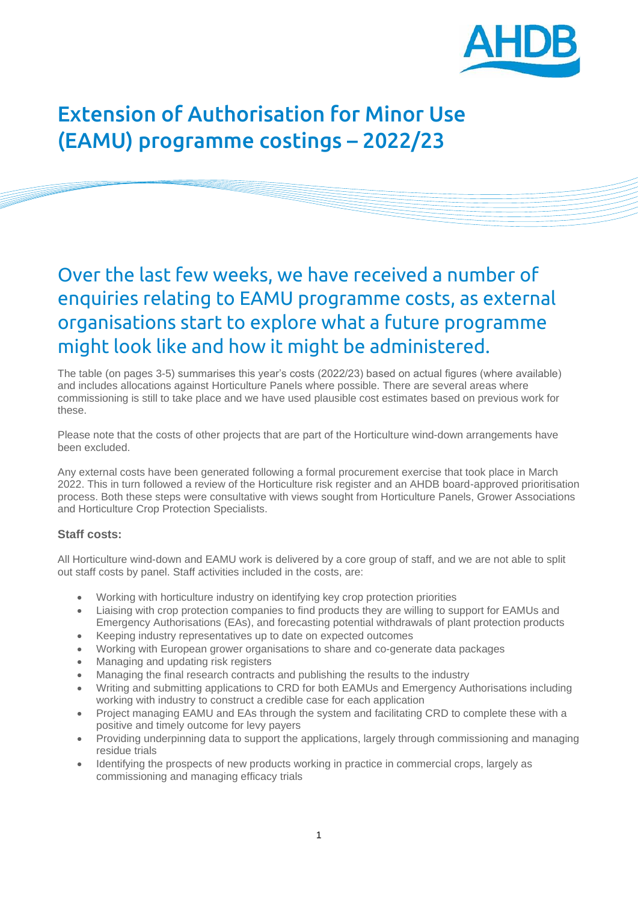# Extension of Authorisation for Minor Use (EAMU) programme costings – 2022/23

## Over the last few weeks, we have received a number of enquiries relating to EAMU programme costs, as external organisations start to explore what a future programme might look like and how it might be administered.

The table (on pages 3-5) summarises this year's costs (2022/23) based on actual figures (where available) and includes allocations against Horticulture Panels where possible. There are several areas where commissioning is still to take place and we have used plausible cost estimates based on previous work for these.

Please note that the costs of other projects that are part of the Horticulture wind-down arrangements have been excluded.

Any external costs have been generated following a formal procurement exercise that took place in March 2022. This in turn followed a review of the Horticulture risk register and an AHDB board-approved prioritisation process. Both these steps were consultative with views sought from Horticulture Panels, Grower Associations and Horticulture Crop Protection Specialists.

### Staff costs:

All Horticulture wind-down and EAMU work is delivered by a core group of staff, and we are not able to split out staff costs by panel. Staff activities included in the costs, are:

- Working with horticulture industry on identifying key crop protection priorities
- Liaising with crop protection companies to find products they are willing to support for EAMUs and Emergency Authorisations (EAs), and forecasting potential withdrawals of plant protection products
- Keeping industry representatives up to date on expected outcomes
- Working with European grower organisations to share and co-generate data packages
- Managing and updating risk registers
- Managing the final research contracts and publishing the results to the industry
- Writing and submitting applications to CRD for both EAMUs and Emergency Authorisations including working with industry to construct a credible case for each application
- Project managing EAMU and EAs through the system and facilitating CRD to complete these with a positive and timely outcome for levy payers
- Providing underpinning data to support the applications, largely through commissioning and managing residue trials
- Identifying the prospects of new products working in practice in commercial crops, largely as commissioning and managing efficacy trials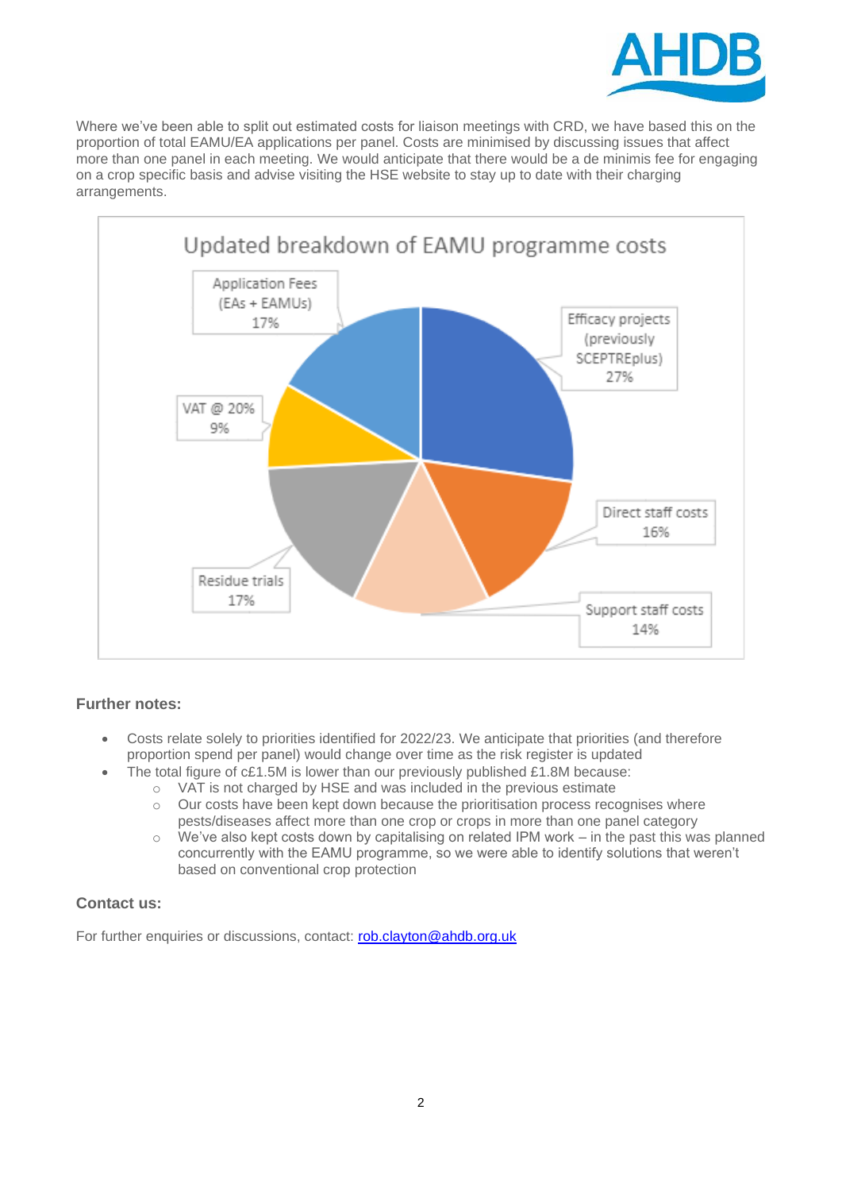Where we've been able to split out estimated costs for liaison meetings with CRD, we have based this on the proportion of total EAMU/EA applications per panel. Costs are minimised by discussing issues that affect more than one panel in each meeting. We would anticipate that there would be a de minimis fee for engaging on a crop specific basis and advise visiting the HSE website to stay up to date with their charging arrangements.

**Updated breakdown of EAMU programme costs**

| Category | Share |
| --- | --- |
| Efficacy projects (previously SCEPTREplus) | 27% |
| Direct staff costs | 16% |
| Support staff costs | 14% |
| Residue trials | 17% |
| VAT @ 20% | 9% |
| Application Fees (EAs + EAMUs) | 17% |

### Further notes:

- Costs relate solely to priorities identified for 2022/23. We anticipate that priorities (and therefore proportion spend per panel) would change over time as the risk register is updated
- The total figure of c£1.5M is lower than our previously published £1.8M because:
  - VAT is not charged by HSE and was included in the previous estimate
  - Our costs have been kept down because the prioritisation process recognises where pests/diseases affect more than one crop or crops in more than one panel category
  - We've also kept costs down by capitalising on related IPM work – in the past this was planned concurrently with the EAMU programme, so we were able to identify solutions that weren't based on conventional crop protection

### Contact us:

For further enquiries or discussions, contact: rob.clayton@ahdb.org.uk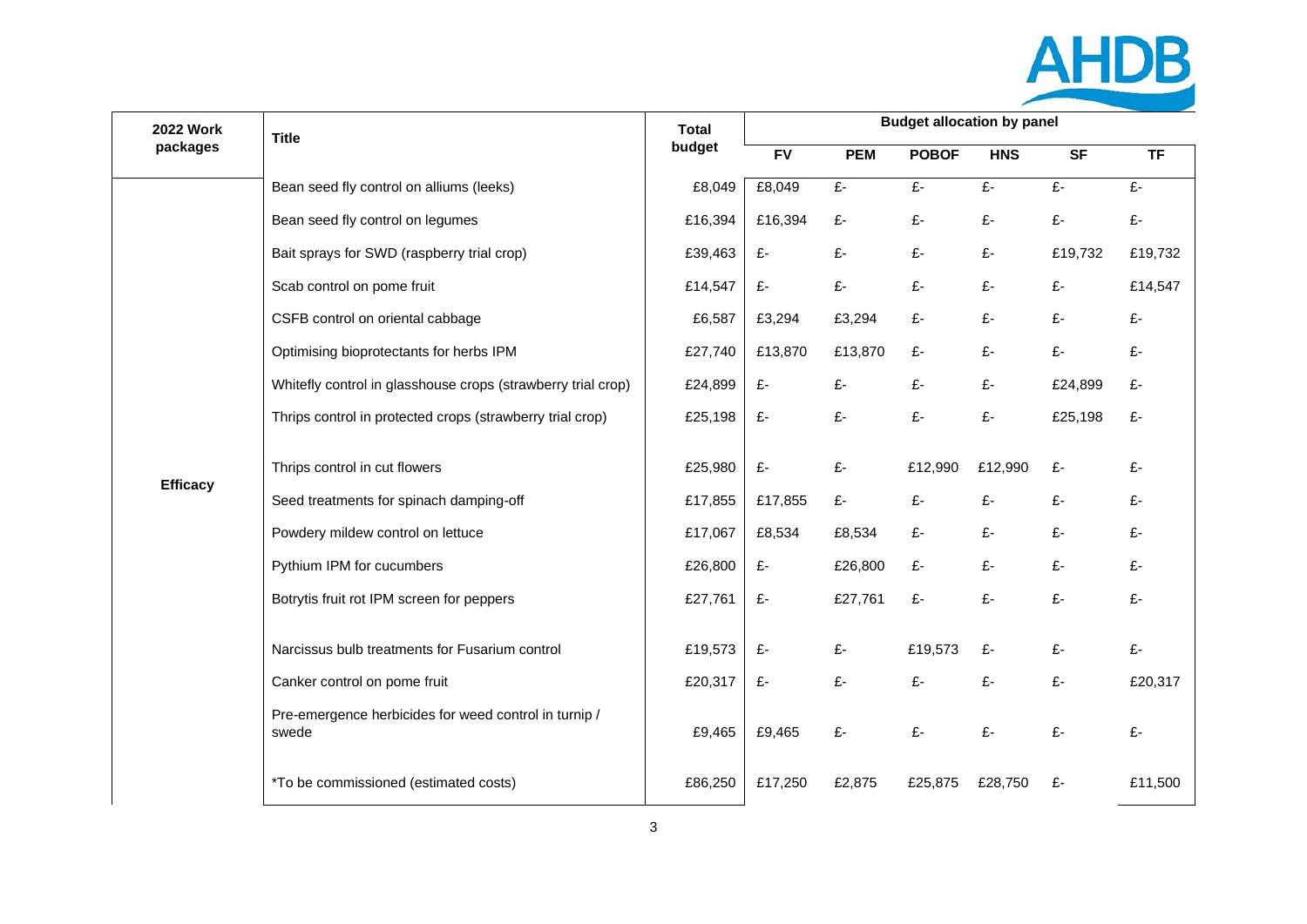| 2022 Work packages | Title | Total budget | Budget allocation by panel | | | | | |
|---|---|---|---|---|---|---|---|---|
| | | | FV | PEM | POBOF | HNS | SF | TF |
| Efficacy | Bean seed fly control on alliums (leeks) | £8,049 | £8,049 | £- | £- | £- | £- | £- |
| | Bean seed fly control on legumes | £16,394 | £16,394 | £- | £- | £- | £- | £- |
| | Bait sprays for SWD (raspberry trial crop) | £39,463 | £- | £- | £- | £- | £19,732 | £19,732 |
| | Scab control on pome fruit | £14,547 | £- | £- | £- | £- | £- | £14,547 |
| | CSFB control on oriental cabbage | £6,587 | £3,294 | £3,294 | £- | £- | £- | £- |
| | Optimising bioprotectants for herbs IPM | £27,740 | £13,870 | £13,870 | £- | £- | £- | £- |
| | Whitefly control in glasshouse crops (strawberry trial crop) | £24,899 | £- | £- | £- | £- | £24,899 | £- |
| | Thrips control in protected crops (strawberry trial crop) | £25,198 | £- | £- | £- | £- | £25,198 | £- |
| | Thrips control in cut flowers | £25,980 | £- | £- | £12,990 | £12,990 | £- | £- |
| | Seed treatments for spinach damping-off | £17,855 | £17,855 | £- | £- | £- | £- | £- |
| | Powdery mildew control on lettuce | £17,067 | £8,534 | £8,534 | £- | £- | £- | £- |
| | Pythium IPM for cucumbers | £26,800 | £- | £26,800 | £- | £- | £- | £- |
| | Botrytis fruit rot IPM screen for peppers | £27,761 | £- | £27,761 | £- | £- | £- | £- |
| | Narcissus bulb treatments for Fusarium control | £19,573 | £- | £- | £19,573 | £- | £- | £- |
| | Canker control on pome fruit | £20,317 | £- | £- | £- | £- | £- | £20,317 |
| | Pre-emergence herbicides for weed control in turnip / swede | £9,465 | £9,465 | £- | £- | £- | £- | £- |
| | *To be commissioned (estimated costs) | £86,250 | £17,250 | £2,875 | £25,875 | £28,750 | £- | £11,500 |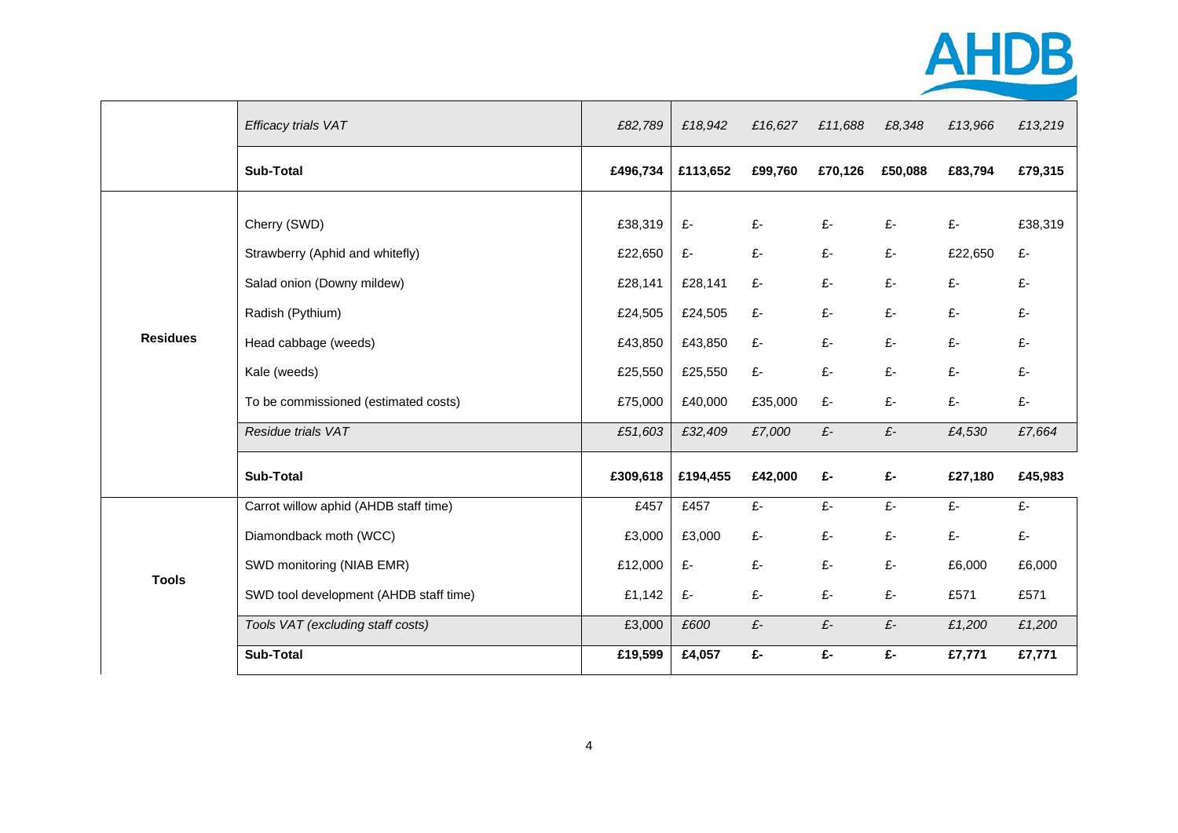| | | | | | | | | |
|---|---|---|---|---|---|---|---|---|
| | *Efficacy trials VAT* | *£82,789* | *£18,942* | *£16,627* | *£11,688* | *£8,348* | *£13,966* | *£13,219* |
| | **Sub-Total** | **£496,734** | **£113,652** | **£99,760** | **£70,126** | **£50,088** | **£83,794** | **£79,315** |
| **Residues** | Cherry (SWD) | £38,319 | £- | £- | £- | £- | £- | £38,319 |
| | Strawberry (Aphid and whitefly) | £22,650 | £- | £- | £- | £- | £22,650 | £- |
| | Salad onion (Downy mildew) | £28,141 | £28,141 | £- | £- | £- | £- | £- |
| | Radish (Pythium) | £24,505 | £24,505 | £- | £- | £- | £- | £- |
| | Head cabbage (weeds) | £43,850 | £43,850 | £- | £- | £- | £- | £- |
| | Kale (weeds) | £25,550 | £25,550 | £- | £- | £- | £- | £- |
| | To be commissioned (estimated costs) | £75,000 | £40,000 | £35,000 | £- | £- | £- | £- |
| | *Residue trials VAT* | *£51,603* | *£32,409* | *£7,000* | *£-* | *£-* | *£4,530* | *£7,664* |
| | **Sub-Total** | **£309,618** | **£194,455** | **£42,000** | **£-** | **£-** | **£27,180** | **£45,983** |
| **Tools** | Carrot willow aphid (AHDB staff time) | £457 | £457 | £- | £- | £- | £- | £- |
| | Diamondback moth (WCC) | £3,000 | £3,000 | £- | £- | £- | £- | £- |
| | SWD monitoring (NIAB EMR) | £12,000 | £- | £- | £- | £- | £6,000 | £6,000 |
| | SWD tool development (AHDB staff time) | £1,142 | £- | £- | £- | £- | £571 | £571 |
| | *Tools VAT (excluding staff costs)* | *£3,000* | *£600* | *£-* | *£-* | *£-* | *£1,200* | *£1,200* |
| | **Sub-Total** | **£19,599** | **£4,057** | **£-** | **£-** | **£-** | **£7,771** | **£7,771** |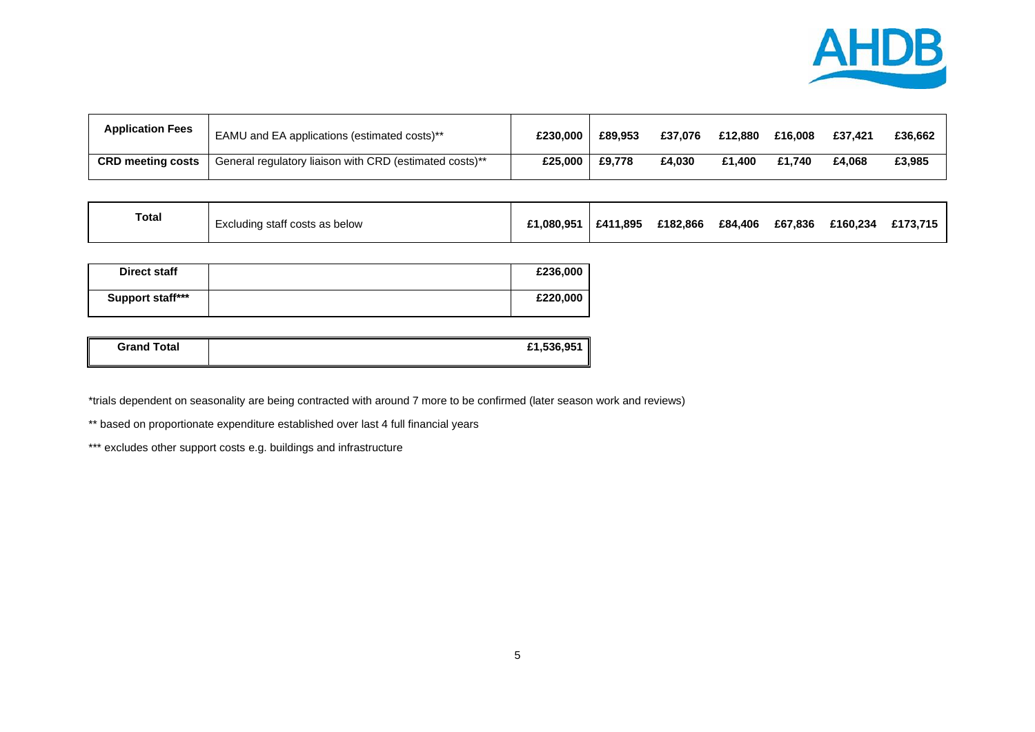| | | | | | | | | |
|---|---|---|---|---|---|---|---|---|
| **Application Fees** | EAMU and EA applications (estimated costs)** | **£230,000** | **£89,953** | **£37,076** | **£12,880** | **£16,008** | **£37,421** | **£36,662** |
| **CRD meeting costs** | General regulatory liaison with CRD (estimated costs)** | **£25,000** | **£9,778** | **£4,030** | **£1,400** | **£1,740** | **£4,068** | **£3,985** |

| | | | | | | | | |
|---|---|---|---|---|---|---|---|---|
| **Total** | Excluding staff costs as below | **£1,080,951** | **£411,895** | **£182,866** | **£84,406** | **£67,836** | **£160,234** | **£173,715** |

| | | |
|---|---|---|
| **Direct staff** | | **£236,000** |
| **Support staff*** | | **£220,000** |

| | | |
|---|---|---|
| **Grand Total** | | **£1,536,951** |

*trials dependent on seasonality are being contracted with around 7 more to be confirmed (later season work and reviews)

** based on proportionate expenditure established over last 4 full financial years

*** excludes other support costs e.g. buildings and infrastructure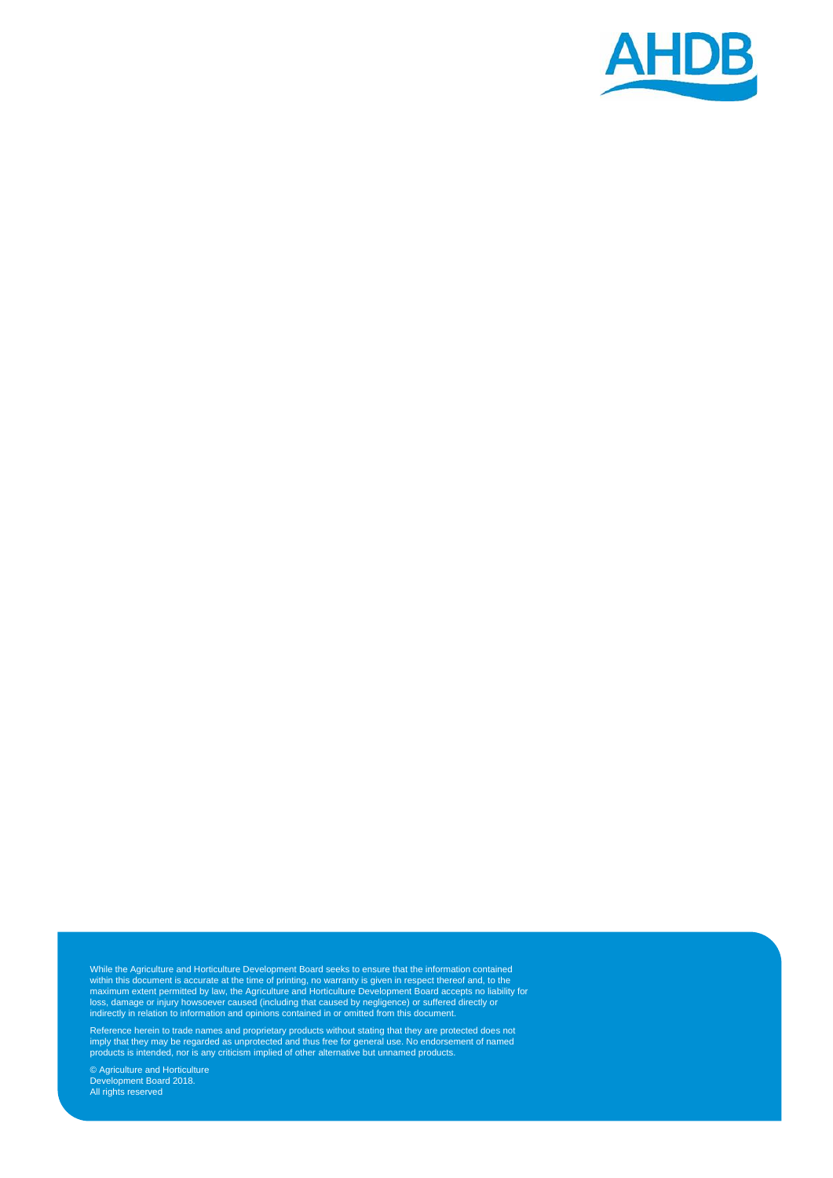While the Agriculture and Horticulture Development Board seeks to ensure that the information contained within this document is accurate at the time of printing, no warranty is given in respect thereof and, to the maximum extent permitted by law, the Agriculture and Horticulture Development Board accepts no liability for loss, damage or injury howsoever caused (including that caused by negligence) or suffered directly or indirectly in relation to information and opinions contained in or omitted from this document.

Reference herein to trade names and proprietary products without stating that they are protected does not imply that they may be regarded as unprotected and thus free for general use. No endorsement of named products is intended, nor is any criticism implied of other alternative but unnamed products.

© Agriculture and Horticulture Development Board 2018.
All rights reserved